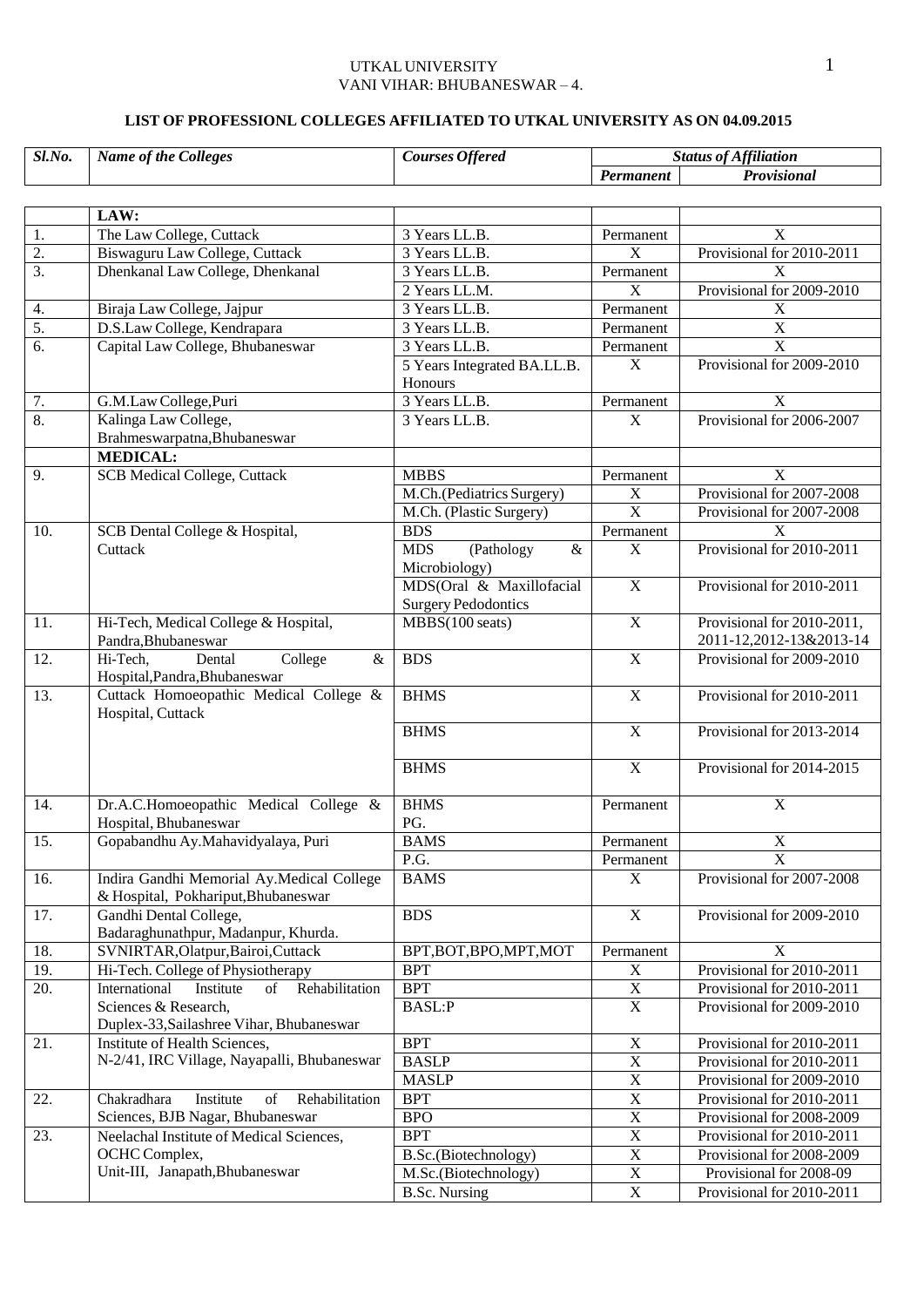UTKAL UNIVERSITY
VANI VIHAR: BHUBANESWAR – 4.

**LIST OF PROFESSIONL COLLEGES AFFILIATED TO UTKAL UNIVERSITY AS ON 04.09.2015**

| *Sl.No.* | *Name of the Colleges* | *Courses Offered* | *Status of Affiliation* | |
|---|---|---|---|---|
| | | | *Permanent* | *Provisional* |
| | **LAW:** | | | |
| 1. | The Law College, Cuttack | 3 Years LL.B. | Permanent | X |
| 2. | Biswaguru Law College, Cuttack | 3 Years LL.B. | X | Provisional for 2010-2011 |
| 3. | Dhenkanal Law College, Dhenkanal | 3 Years LL.B. | Permanent | X |
| | | 2 Years LL.M. | X | Provisional for 2009-2010 |
| 4. | Biraja Law College, Jajpur | 3 Years LL.B. | Permanent | X |
| 5. | D.S.Law College, Kendrapara | 3 Years LL.B. | Permanent | X |
| 6. | Capital Law College, Bhubaneswar | 3 Years LL.B. | Permanent | X |
| | | 5 Years Integrated BA.LL.B. Honours | X | Provisional for 2009-2010 |
| 7. | G.M.Law College,Puri | 3 Years LL.B. | Permanent | X |
| 8. | Kalinga Law College, Brahmeswarpatna,Bhubaneswar | 3 Years LL.B. | X | Provisional for 2006-2007 |
| | **MEDICAL:** | | | |
| 9. | SCB Medical College, Cuttack | MBBS | Permanent | X |
| | | M.Ch.(Pediatrics Surgery) | X | Provisional for 2007-2008 |
| | | M.Ch. (Plastic Surgery) | X | Provisional for 2007-2008 |
| 10. | SCB Dental College & Hospital, Cuttack | BDS | Permanent | X |
| | | MDS (Pathology & Microbiology) | X | Provisional for 2010-2011 |
| | | MDS(Oral & Maxillofacial Surgery Pedodontics | X | Provisional for 2010-2011 |
| 11. | Hi-Tech, Medical College & Hospital, Pandra,Bhubaneswar | MBBS(100 seats) | X | Provisional for 2010-2011, 2011-12,2012-13&2013-14 |
| 12. | Hi-Tech, Dental College & Hospital,Pandra,Bhubaneswar | BDS | X | Provisional for 2009-2010 |
| 13. | Cuttack Homoeopathic Medical College & Hospital, Cuttack | BHMS | X | Provisional for 2010-2011 |
| | | BHMS | X | Provisional for 2013-2014 |
| | | BHMS | X | Provisional for 2014-2015 |
| 14. | Dr.A.C.Homoeopathic Medical College & Hospital, Bhubaneswar | BHMS PG. | Permanent | X |
| 15. | Gopabandhu Ay.Mahavidyalaya, Puri | BAMS | Permanent | X |
| | | P.G. | Permanent | X |
| 16. | Indira Gandhi Memorial Ay.Medical College & Hospital, Pokhariput,Bhubaneswar | BAMS | X | Provisional for 2007-2008 |
| 17. | Gandhi Dental College, Badaraghunathpur, Madanpur, Khurda. | BDS | X | Provisional for 2009-2010 |
| 18. | SVNIRTAR,Olatpur,Bairoi,Cuttack | BPT,BOT,BPO,MPT,MOT | Permanent | X |
| 19. | Hi-Tech. College of Physiotherapy | BPT | X | Provisional for 2010-2011 |
| 20. | International Institute of Rehabilitation Sciences & Research, Duplex-33,Sailashree Vihar, Bhubaneswar | BPT | X | Provisional for 2010-2011 |
| | | BASL:P | X | Provisional for 2009-2010 |
| 21. | Institute of Health Sciences, N-2/41, IRC Village, Nayapalli, Bhubaneswar | BPT | X | Provisional for 2010-2011 |
| | | BASLP | X | Provisional for 2010-2011 |
| | | MASLP | X | Provisional for 2009-2010 |
| 22. | Chakradhara Institute of Rehabilitation Sciences, BJB Nagar, Bhubaneswar | BPT | X | Provisional for 2010-2011 |
| | | BPO | X | Provisional for 2008-2009 |
| 23. | Neelachal Institute of Medical Sciences, OCHC Complex, Unit-III, Janapath,Bhubaneswar | BPT | X | Provisional for 2010-2011 |
| | | B.Sc.(Biotechnology) | X | Provisional for 2008-2009 |
| | | M.Sc.(Biotechnology) | X | Provisional for 2008-09 |
| | | B.Sc. Nursing | X | Provisional for 2010-2011 |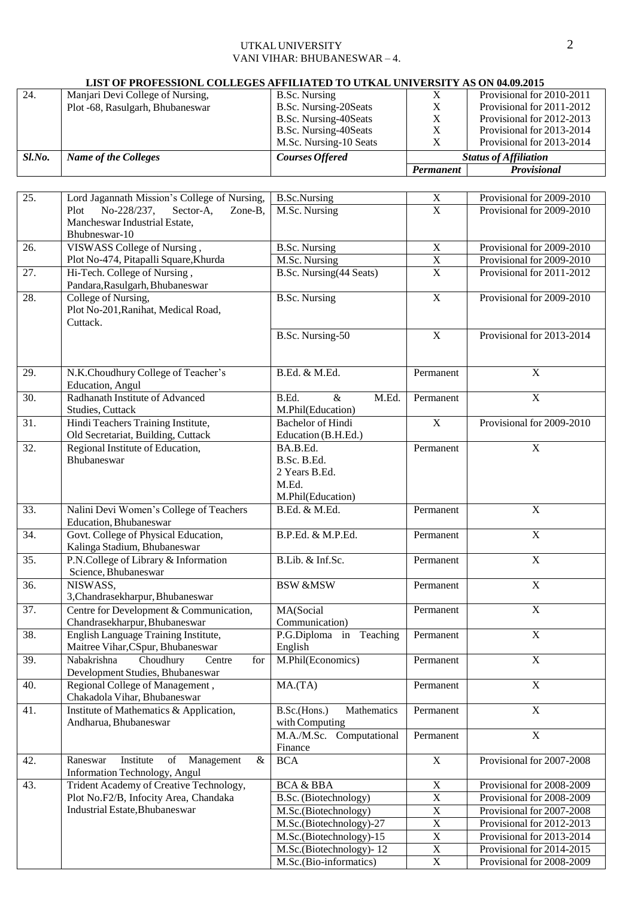UTKAL UNIVERSITY
VANI VIHAR: BHUBANESWAR – 4.

**LIST OF PROFESSIONL COLLEGES AFFILIATED TO UTKAL UNIVERSITY AS ON 04.09.2015**

| Sl.No. | Name of the Colleges | Courses Offered | Status of Affiliation | |
|---|---|---|---|---|
| | | | Permanent | Provisional |
| 24. | Manjari Devi College of Nursing, Plot -68, Rasulgarh, Bhubaneswar | B.Sc. Nursing | X | Provisional for 2010-2011 |
| | | B.Sc. Nursing-20Seats | X | Provisional for 2011-2012 |
| | | B.Sc. Nursing-40Seats | X | Provisional for 2012-2013 |
| | | B.Sc. Nursing-40Seats | X | Provisional for 2013-2014 |
| | | M.Sc. Nursing-10 Seats | X | Provisional for 2013-2014 |
| 25. | Lord Jagannath Mission's College of Nursing, Plot No-228/237, Sector-A, Zone-B, Mancheswar Industrial Estate, Bhubneswar-10 | B.Sc.Nursing | X | Provisional for 2009-2010 |
| | | M.Sc. Nursing | X | Provisional for 2009-2010 |
| 26. | VISWASS College of Nursing , Plot No-474, Pitapalli Square,Khurda | B.Sc. Nursing | X | Provisional for 2009-2010 |
| | | M.Sc. Nursing | X | Provisional for 2009-2010 |
| 27. | Hi-Tech. College of Nursing , Pandara,Rasulgarh, Bhubaneswar | B.Sc. Nursing(44 Seats) | X | Provisional for 2011-2012 |
| 28. | College of Nursing, Plot No-201,Ranihat, Medical Road, Cuttack. | B.Sc. Nursing | X | Provisional for 2009-2010 |
| | | B.Sc. Nursing-50 | X | Provisional for 2013-2014 |
| 29. | N.K.Choudhury College of Teacher's Education, Angul | B.Ed. & M.Ed. | Permanent | X |
| 30. | Radhanath Institute of Advanced Studies, Cuttack | B.Ed. & M.Ed. M.Phil(Education) | Permanent | X |
| 31. | Hindi Teachers Training Institute, Old Secretariat, Building, Cuttack | Bachelor of Hindi Education (B.H.Ed.) | X | Provisional for 2009-2010 |
| 32. | Regional Institute of Education, Bhubaneswar | BA.B.Ed.<br>B.Sc. B.Ed.<br>2 Years B.Ed.<br>M.Ed.<br>M.Phil(Education) | Permanent | X |
| 33. | Nalini Devi Women's College of Teachers Education, Bhubaneswar | B.Ed. & M.Ed. | Permanent | X |
| 34. | Govt. College of Physical Education, Kalinga Stadium, Bhubaneswar | B.P.Ed. & M.P.Ed. | Permanent | X |
| 35. | P.N.College of Library & Information Science, Bhubaneswar | B.Lib. & Inf.Sc. | Permanent | X |
| 36. | NISWASS, 3,Chandrasekharpur, Bhubaneswar | BSW &MSW | Permanent | X |
| 37. | Centre for Development & Communication, Chandrasekharpur, Bhubaneswar | MA(Social Communication) | Permanent | X |
| 38. | English Language Training Institute, Maitree Vihar,CSpur, Bhubaneswar | P.G.Diploma in Teaching English | Permanent | X |
| 39. | Nabakrishna Choudhury Centre for Development Studies, Bhubaneswar | M.Phil(Economics) | Permanent | X |
| 40. | Regional College of Management , Chakadola Vihar, Bhubaneswar | MA.(TA) | Permanent | X |
| 41. | Institute of Mathematics & Application, Andharua, Bhubaneswar | B.Sc.(Hons.) Mathematics with Computing | Permanent | X |
| | | M.A./M.Sc. Computational Finance | Permanent | X |
| 42. | Raneswar Institute of Management & Information Technology, Angul | BCA | X | Provisional for 2007-2008 |
| 43. | Trident Academy of Creative Technology, Plot No.F2/B, Infocity Area, Chandaka Industrial Estate,Bhubaneswar | BCA & BBA | X | Provisional for 2008-2009 |
| | | B.Sc. (Biotechnology) | X | Provisional for 2008-2009 |
| | | M.Sc.(Biotechnology) | X | Provisional for 2007-2008 |
| | | M.Sc.(Biotechnology)-27 | X | Provisional for 2012-2013 |
| | | M.Sc.(Biotechnology)-15 | X | Provisional for 2013-2014 |
| | | M.Sc.(Biotechnology)- 12 | X | Provisional for 2014-2015 |
| | | M.Sc.(Bio-informatics) | X | Provisional for 2008-2009 |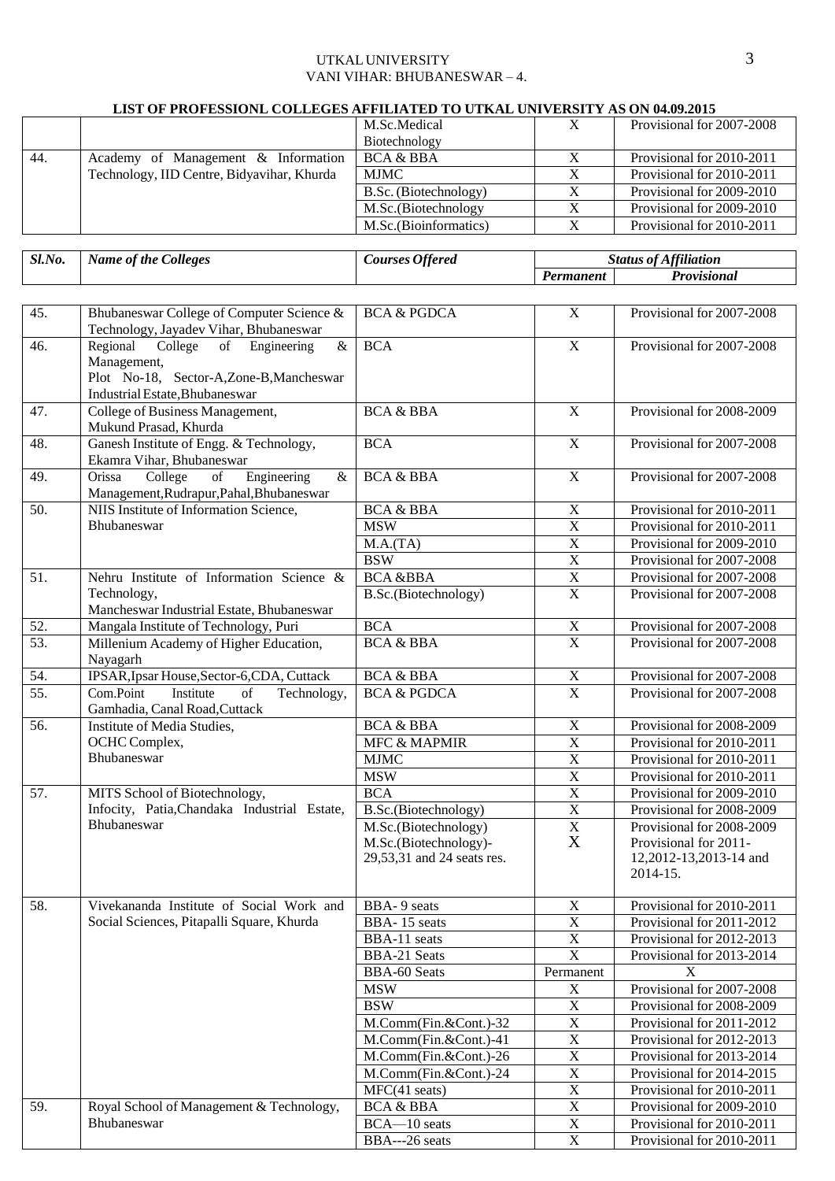UTKAL UNIVERSITY
VANI VIHAR: BHUBANESWAR – 4.

**LIST OF PROFESSIONL COLLEGES AFFILIATED TO UTKAL UNIVERSITY AS ON 04.09.2015**

| | | M.Sc.Medical Biotechnology | X | Provisional for 2007-2008 |
|---|---|---|---|---|
| 44. | Academy of Management & Information Technology, IID Centre, Bidyavihar, Khurda | BCA & BBA | X | Provisional for 2010-2011 |
| | | MJMC | X | Provisional for 2010-2011 |
| | | B.Sc. (Biotechnology) | X | Provisional for 2009-2010 |
| | | M.Sc.(Biotechnology | X | Provisional for 2009-2010 |
| | | M.Sc.(Bioinformatics) | X | Provisional for 2010-2011 |

| *Sl.No.* | *Name of the Colleges* | *Courses Offered* | *Status of Affiliation* | |
|---|---|---|---|---|
| | | | ***Permanent*** | ***Provisional*** |
| 45. | Bhubaneswar College of Computer Science & Technology, Jayadev Vihar, Bhubaneswar | BCA & PGDCA | X | Provisional for 2007-2008 |
| 46. | Regional College of Engineering & Management, Plot No-18, Sector-A,Zone-B,Mancheswar Industrial Estate,Bhubaneswar | BCA | X | Provisional for 2007-2008 |
| 47. | College of Business Management, Mukund Prasad, Khurda | BCA & BBA | X | Provisional for 2008-2009 |
| 48. | Ganesh Institute of Engg. & Technology, Ekamra Vihar, Bhubaneswar | BCA | X | Provisional for 2007-2008 |
| 49. | Orissa College of Engineering & Management,Rudrapur,Pahal,Bhubaneswar | BCA & BBA | X | Provisional for 2007-2008 |
| 50. | NIIS Institute of Information Science, Bhubaneswar | BCA & BBA | X | Provisional for 2010-2011 |
| | | MSW | X | Provisional for 2010-2011 |
| | | M.A.(TA) | X | Provisional for 2009-2010 |
| | | BSW | X | Provisional for 2007-2008 |
| 51. | Nehru Institute of Information Science & Technology, Mancheswar Industrial Estate, Bhubaneswar | BCA &BBA | X | Provisional for 2007-2008 |
| | | B.Sc.(Biotechnology) | X | Provisional for 2007-2008 |
| 52. | Mangala Institute of Technology, Puri | BCA | X | Provisional for 2007-2008 |
| 53. | Millenium Academy of Higher Education, Nayagarh | BCA & BBA | X | Provisional for 2007-2008 |
| 54. | IPSAR,Ipsar House,Sector-6,CDA, Cuttack | BCA & BBA | X | Provisional for 2007-2008 |
| 55. | Com.Point Institute of Technology, Gamhadia, Canal Road,Cuttack | BCA & PGDCA | X | Provisional for 2007-2008 |
| 56. | Institute of Media Studies, OCHC Complex, Bhubaneswar | BCA & BBA | X | Provisional for 2008-2009 |
| | | MFC & MAPMIR | X | Provisional for 2010-2011 |
| | | MJMC | X | Provisional for 2010-2011 |
| | | MSW | X | Provisional for 2010-2011 |
| 57. | MITS School of Biotechnology, Infocity, Patia,Chandaka Industrial Estate, Bhubaneswar | BCA | X | Provisional for 2009-2010 |
| | | B.Sc.(Biotechnology) | X | Provisional for 2008-2009 |
| | | M.Sc.(Biotechnology) | X | Provisional for 2008-2009 |
| | | M.Sc.(Biotechnology)- 29,53,31 and 24 seats res. | X | Provisional for 2011-12,2012-13,2013-14 and 2014-15. |
| 58. | Vivekananda Institute of Social Work and Social Sciences, Pitapalli Square, Khurda | BBA- 9 seats | X | Provisional for 2010-2011 |
| | | BBA- 15 seats | X | Provisional for 2011-2012 |
| | | BBA-11 seats | X | Provisional for 2012-2013 |
| | | BBA-21 Seats | X | Provisional for 2013-2014 |
| | | BBA-60 Seats | Permanent | X |
| | | MSW | X | Provisional for 2007-2008 |
| | | BSW | X | Provisional for 2008-2009 |
| | | M.Comm(Fin.&Cont.)-32 | X | Provisional for 2011-2012 |
| | | M.Comm(Fin.&Cont.)-41 | X | Provisional for 2012-2013 |
| | | M.Comm(Fin.&Cont.)-26 | X | Provisional for 2013-2014 |
| | | M.Comm(Fin.&Cont.)-24 | X | Provisional for 2014-2015 |
| | | MFC(41 seats) | X | Provisional for 2010-2011 |
| 59. | Royal School of Management & Technology, Bhubaneswar | BCA & BBA | X | Provisional for 2009-2010 |
| | | BCA—10 seats | X | Provisional for 2010-2011 |
| | | BBA---26 seats | X | Provisional for 2010-2011 |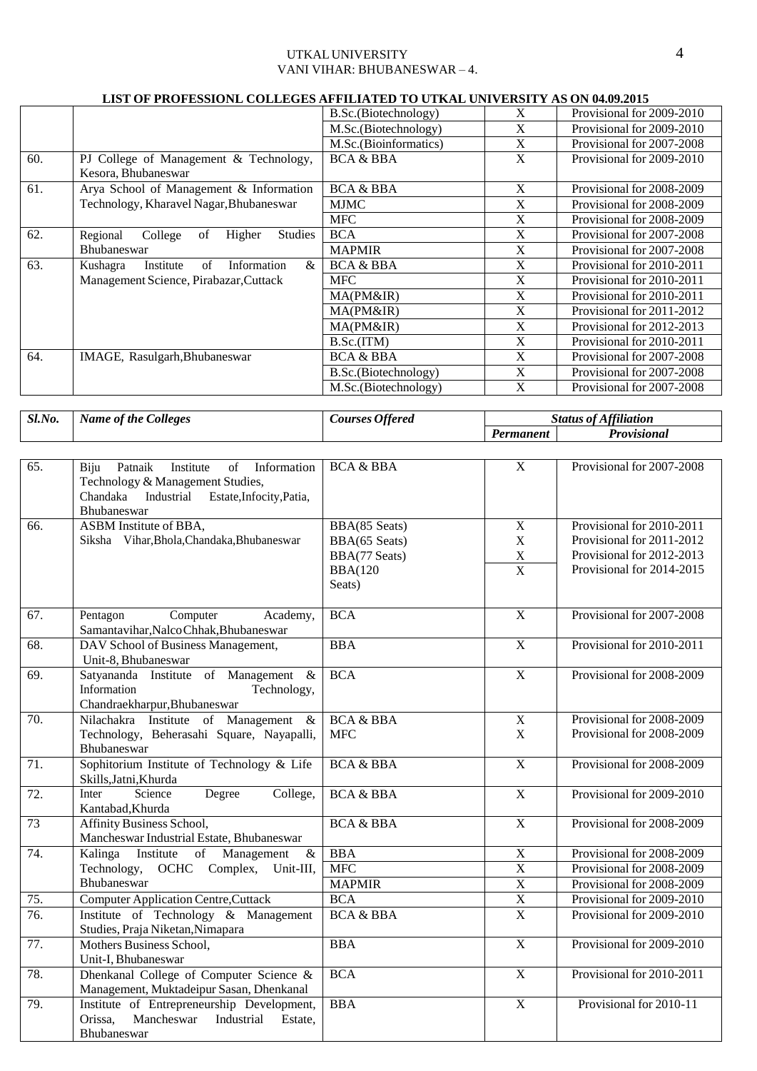UTKAL UNIVERSITY
VANI VIHAR: BHUBANESWAR – 4.

**LIST OF PROFESSIONL COLLEGES AFFILIATED TO UTKAL UNIVERSITY AS ON 04.09.2015**

| Sl.No. | Name of the Colleges | Courses Offered | Status of Affiliation | |
|---|---|---|---|---|
| | | | Permanent | Provisional |
| | | B.Sc.(Biotechnology) | X | Provisional for 2009-2010 |
| | | M.Sc.(Biotechnology) | X | Provisional for 2009-2010 |
| | | M.Sc.(Bioinformatics) | X | Provisional for 2007-2008 |
| 60. | PJ College of Management & Technology, Kesora, Bhubaneswar | BCA & BBA | X | Provisional for 2009-2010 |
| 61. | Arya School of Management & Information Technology, Kharavel Nagar,Bhubaneswar | BCA & BBA | X | Provisional for 2008-2009 |
| | | MJMC | X | Provisional for 2008-2009 |
| | | MFC | X | Provisional for 2008-2009 |
| 62. | Regional College of Higher Studies Bhubaneswar | BCA | X | Provisional for 2007-2008 |
| | | MAPMIR | X | Provisional for 2007-2008 |
| 63. | Kushagra Institute of Information & Management Science, Pirabazar,Cuttack | BCA & BBA | X | Provisional for 2010-2011 |
| | | MFC | X | Provisional for 2010-2011 |
| | | MA(PM&IR) | X | Provisional for 2010-2011 |
| | | MA(PM&IR) | X | Provisional for 2011-2012 |
| | | MA(PM&IR) | X | Provisional for 2012-2013 |
| | | B.Sc.(ITM) | X | Provisional for 2010-2011 |
| 64. | IMAGE, Rasulgarh,Bhubaneswar | BCA & BBA | X | Provisional for 2007-2008 |
| | | B.Sc.(Biotechnology) | X | Provisional for 2007-2008 |
| | | M.Sc.(Biotechnology) | X | Provisional for 2007-2008 |
| 65. | Biju Patnaik Institute of Information Technology & Management Studies, Chandaka Industrial Estate,Infocity,Patia, Bhubaneswar | BCA & BBA | X | Provisional for 2007-2008 |
| 66. | ASBM Institute of BBA, Siksha Vihar,Bhola,Chandaka,Bhubaneswar | BBA(85 Seats) | X | Provisional for 2010-2011 |
| | | BBA(65 Seats) | X | Provisional for 2011-2012 |
| | | BBA(77 Seats) | X | Provisional for 2012-2013 |
| | | BBA(120 Seats) | X | Provisional for 2014-2015 |
| 67. | Pentagon Computer Academy, Samantavihar,Nalco Chhak,Bhubaneswar | BCA | X | Provisional for 2007-2008 |
| 68. | DAV School of Business Management, Unit-8, Bhubaneswar | BBA | X | Provisional for 2010-2011 |
| 69. | Satyananda Institute of Management & Information Technology, Chandraekharpur,Bhubaneswar | BCA | X | Provisional for 2008-2009 |
| 70. | Nilachakra Institute of Management & Technology, Beherasahi Square, Nayapalli, Bhubaneswar | BCA & BBA | X | Provisional for 2008-2009 |
| | | MFC | X | Provisional for 2008-2009 |
| 71. | Sophitorium Institute of Technology & Life Skills,Jatni,Khurda | BCA & BBA | X | Provisional for 2008-2009 |
| 72. | Inter Science Degree College, Kantabad,Khurda | BCA & BBA | X | Provisional for 2009-2010 |
| 73 | Affinity Business School, Mancheswar Industrial Estate, Bhubaneswar | BCA & BBA | X | Provisional for 2008-2009 |
| 74. | Kalinga Institute of Management & Technology, OCHC Complex, Unit-III, Bhubaneswar | BBA | X | Provisional for 2008-2009 |
| | | MFC | X | Provisional for 2008-2009 |
| | | MAPMIR | X | Provisional for 2008-2009 |
| 75. | Computer Application Centre,Cuttack | BCA | X | Provisional for 2009-2010 |
| 76. | Institute of Technology & Management Studies, Praja Niketan,Nimapara | BCA & BBA | X | Provisional for 2009-2010 |
| 77. | Mothers Business School, Unit-I, Bhubaneswar | BBA | X | Provisional for 2009-2010 |
| 78. | Dhenkanal College of Computer Science & Management, Muktadeipur Sasan, Dhenkanal | BCA | X | Provisional for 2010-2011 |
| 79. | Institute of Entrepreneurship Development, Orissa, Mancheswar Industrial Estate, Bhubaneswar | BBA | X | Provisional for 2010-11 |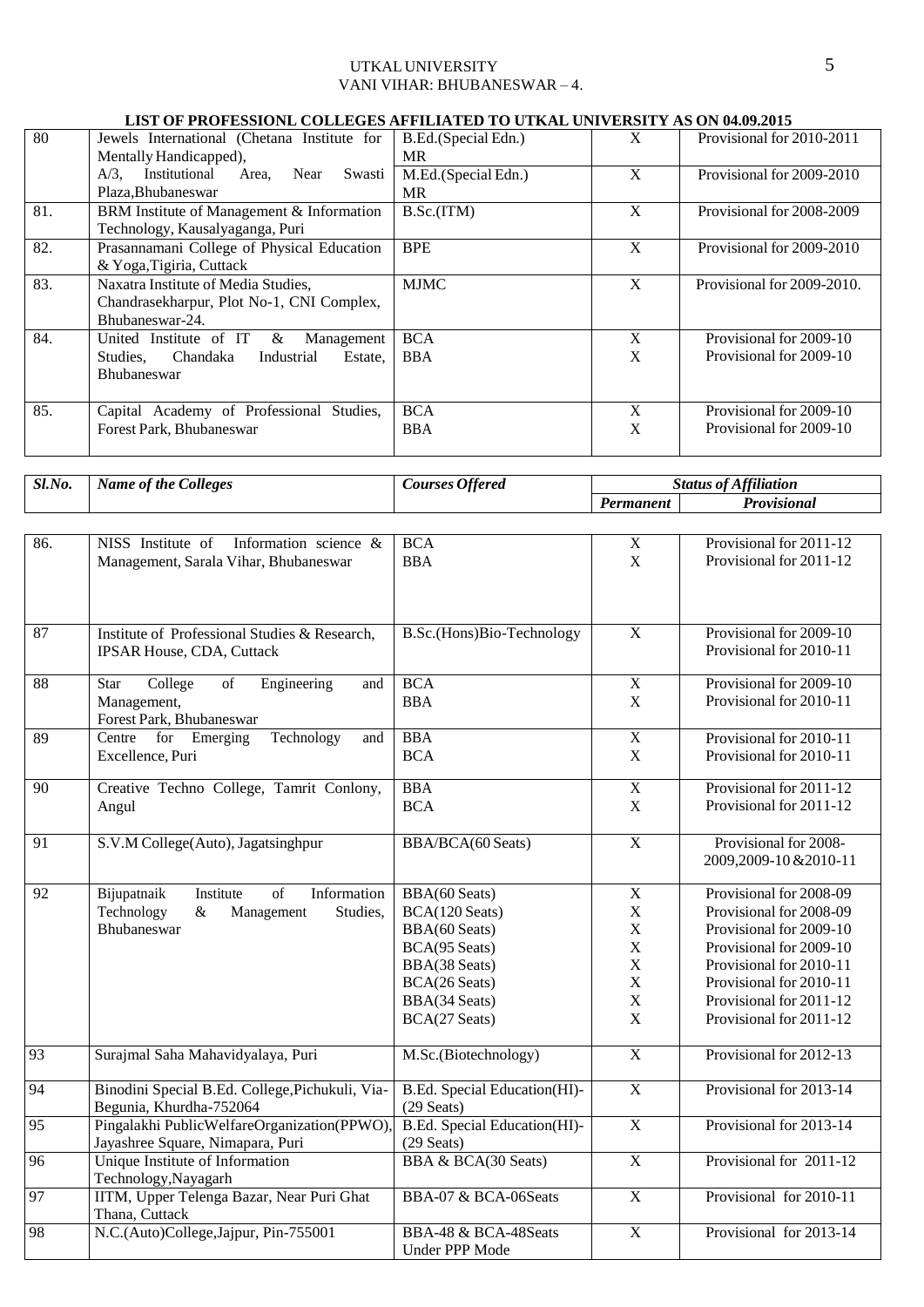UTKAL UNIVERSITY
VANI VIHAR: BHUBANESWAR – 4.

**LIST OF PROFESSIONL COLLEGES AFFILIATED TO UTKAL UNIVERSITY AS ON 04.09.2015**

| Sl.No. | Name of the Colleges | Courses Offered | Status of Affiliation | |
|---|---|---|---|---|
| | | | Permanent | Provisional |
| 80 | Jewels International (Chetana Institute for Mentally Handicapped), A/3, Institutional Area, Near Swasti Plaza,Bhubaneswar | B.Ed.(Special Edn.) MR<br>M.Ed.(Special Edn.) MR | X<br>X | Provisional for 2010-2011<br>Provisional for 2009-2010 |
| 81. | BRM Institute of Management & Information Technology, Kausalyaganga, Puri | B.Sc.(ITM) | X | Provisional for 2008-2009 |
| 82. | Prasannamani College of Physical Education & Yoga,Tigiria, Cuttack | BPE | X | Provisional for 2009-2010 |
| 83. | Naxatra Institute of Media Studies, Chandrasekharpur, Plot No-1, CNI Complex, Bhubaneswar-24. | MJMC | X | Provisional for 2009-2010. |
| 84. | United Institute of IT & Management Studies, Chandaka Industrial Estate, Bhubaneswar | BCA<br>BBA | X<br>X | Provisional for 2009-10<br>Provisional for 2009-10 |
| 85. | Capital Academy of Professional Studies, Forest Park, Bhubaneswar | BCA<br>BBA | X<br>X | Provisional for 2009-10<br>Provisional for 2009-10 |
| 86. | NISS Institute of Information science & Management, Sarala Vihar, Bhubaneswar | BCA<br>BBA | X<br>X | Provisional for 2011-12<br>Provisional for 2011-12 |
| 87 | Institute of Professional Studies & Research, IPSAR House, CDA, Cuttack | B.Sc.(Hons)Bio-Technology | X | Provisional for 2009-10<br>Provisional for 2010-11 |
| 88 | Star College of Engineering and Management, Forest Park, Bhubaneswar | BCA<br>BBA | X<br>X | Provisional for 2009-10<br>Provisional for 2010-11 |
| 89 | Centre for Emerging Technology and Excellence, Puri | BBA<br>BCA | X<br>X | Provisional for 2010-11<br>Provisional for 2010-11 |
| 90 | Creative Techno College, Tamrit Conlony, Angul | BBA<br>BCA | X<br>X | Provisional for 2011-12<br>Provisional for 2011-12 |
| 91 | S.V.M College(Auto), Jagatsinghpur | BBA/BCA(60 Seats) | X | Provisional for 2008-2009,2009-10 &2010-11 |
| 92 | Bijupatnaik Institute of Information Technology & Management Studies, Bhubaneswar | BBA(60 Seats)<br>BCA(120 Seats)<br>BBA(60 Seats)<br>BCA(95 Seats)<br>BBA(38 Seats)<br>BCA(26 Seats)<br>BBA(34 Seats)<br>BCA(27 Seats) | X<br>X<br>X<br>X<br>X<br>X<br>X<br>X | Provisional for 2008-09<br>Provisional for 2008-09<br>Provisional for 2009-10<br>Provisional for 2009-10<br>Provisional for 2010-11<br>Provisional for 2010-11<br>Provisional for 2011-12<br>Provisional for 2011-12 |
| 93 | Surajmal Saha Mahavidyalaya, Puri | M.Sc.(Biotechnology) | X | Provisional for 2012-13 |
| 94 | Binodini Special B.Ed. College,Pichukuli, Via-Begunia, Khurdha-752064 | B.Ed. Special Education(HI)-(29 Seats) | X | Provisional for 2013-14 |
| 95 | Pingalakhi PublicWelfareOrganization(PPWO), Jayashree Square, Nimapara, Puri | B.Ed. Special Education(HI)-(29 Seats) | X | Provisional for 2013-14 |
| 96 | Unique Institute of Information Technology,Nayagarh | BBA & BCA(30 Seats) | X | Provisional for 2011-12 |
| 97 | IITM, Upper Telenga Bazar, Near Puri Ghat Thana, Cuttack | BBA-07 & BCA-06Seats | X | Provisional for 2010-11 |
| 98 | N.C.(Auto)College,Jajpur, Pin-755001 | BBA-48 & BCA-48Seats Under PPP Mode | X | Provisional for 2013-14 |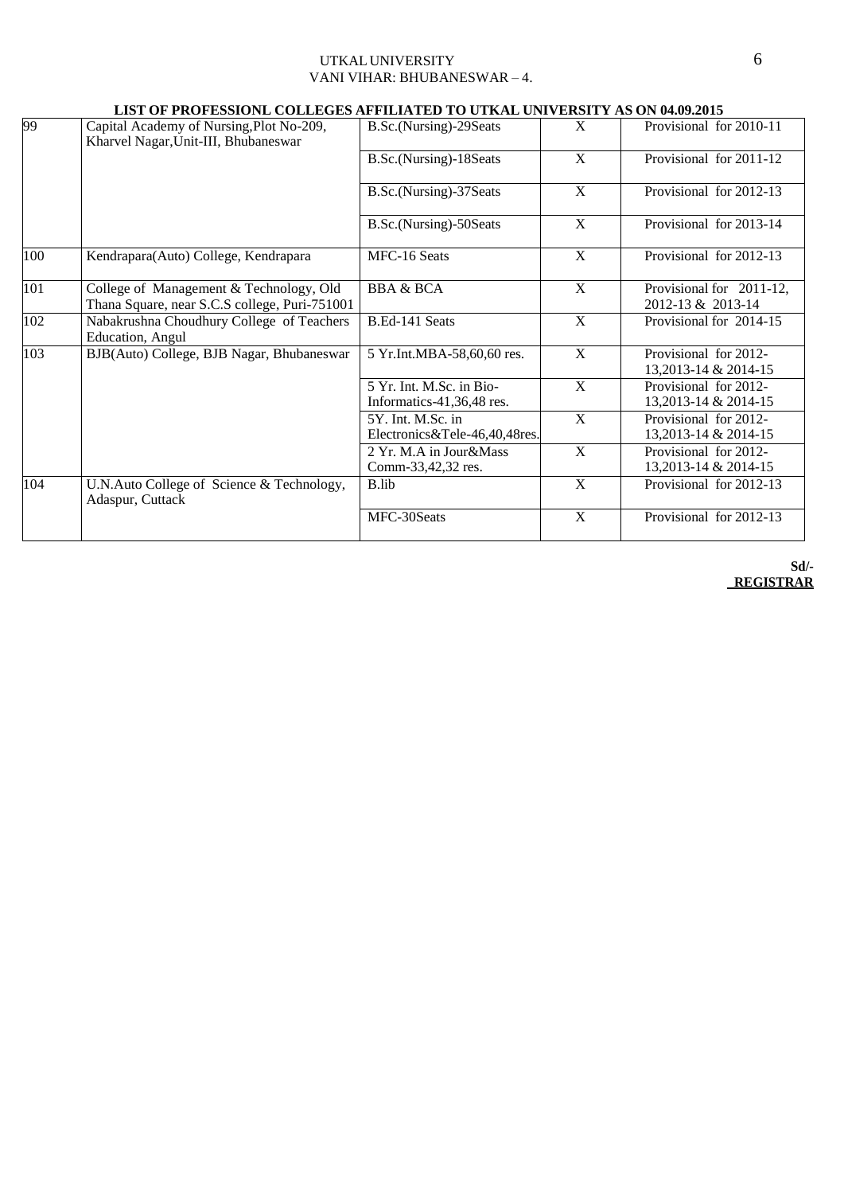UTKAL UNIVERSITY
VANI VIHAR: BHUBANESWAR – 4.

**LIST OF PROFESSIONL COLLEGES AFFILIATED TO UTKAL UNIVERSITY AS ON 04.09.2015**

| | | | | |
|---|---|---|---|---|
| 99 | Capital Academy of Nursing,Plot No-209, Kharvel Nagar,Unit-III, Bhubaneswar | B.Sc.(Nursing)-29Seats | X | Provisional for 2010-11 |
| | | B.Sc.(Nursing)-18Seats | X | Provisional for 2011-12 |
| | | B.Sc.(Nursing)-37Seats | X | Provisional for 2012-13 |
| | | B.Sc.(Nursing)-50Seats | X | Provisional for 2013-14 |
| 100 | Kendrapara(Auto) College, Kendrapara | MFC-16 Seats | X | Provisional for 2012-13 |
| 101 | College of Management & Technology, Old Thana Square, near S.C.S college, Puri-751001 | BBA & BCA | X | Provisional for 2011-12, 2012-13 & 2013-14 |
| 102 | Nabakrushna Choudhury College of Teachers Education, Angul | B.Ed-141 Seats | X | Provisional for 2014-15 |
| 103 | BJB(Auto) College, BJB Nagar, Bhubaneswar | 5 Yr.Int.MBA-58,60,60 res. | X | Provisional for 2012-13,2013-14 & 2014-15 |
| | | 5 Yr. Int. M.Sc. in Bio-Informatics-41,36,48 res. | X | Provisional for 2012-13,2013-14 & 2014-15 |
| | | 5Y. Int. M.Sc. in Electronics&Tele-46,40,48res. | X | Provisional for 2012-13,2013-14 & 2014-15 |
| | | 2 Yr. M.A in Jour&Mass Comm-33,42,32 res. | X | Provisional for 2012-13,2013-14 & 2014-15 |
| 104 | U.N.Auto College of Science & Technology, Adaspur, Cuttack | B.lib | X | Provisional for 2012-13 |
| | | MFC-30Seats | X | Provisional for 2012-13 |

**Sd/-**
**REGISTRAR**